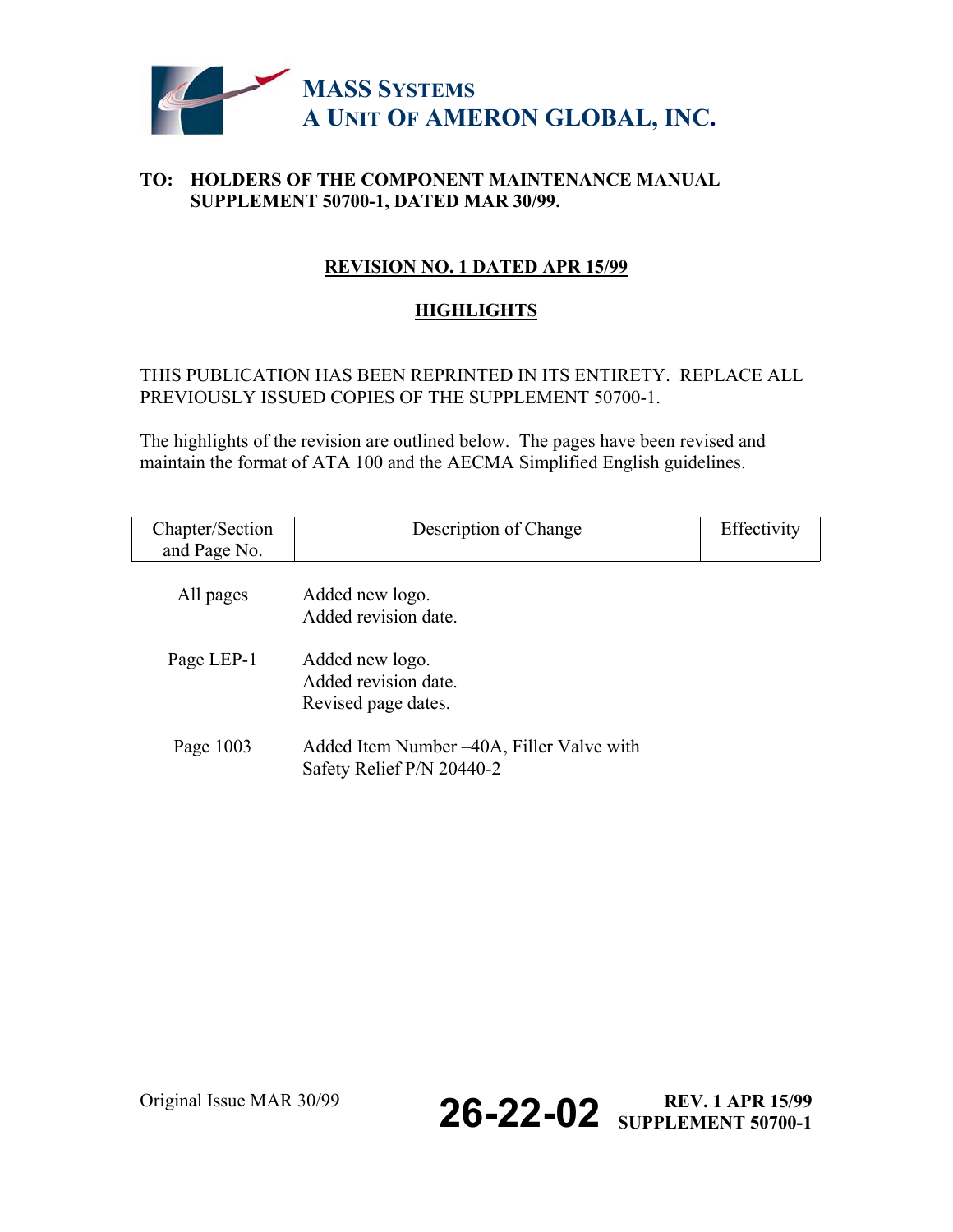# MASS SYSTEMS
# A UNIT OF AMERON GLOBAL, INC.

**TO: HOLDERS OF THE COMPONENT MAINTENANCE MANUAL SUPPLEMENT 50700-1, DATED MAR 30/99.**

**REVISION NO. 1 DATED APR 15/99**

**HIGHLIGHTS**

THIS PUBLICATION HAS BEEN REPRINTED IN ITS ENTIRETY. REPLACE ALL PREVIOUSLY ISSUED COPIES OF THE SUPPLEMENT 50700-1.

The highlights of the revision are outlined below. The pages have been revised and maintain the format of ATA 100 and the AECMA Simplified English guidelines.

| Chapter/Section and Page No. | Description of Change | Effectivity |
| --- | --- | --- |
| All pages | Added new logo.<br>Added revision date. | |
| Page LEP-1 | Added new logo.<br>Added revision date.<br>Revised page dates. | |
| Page 1003 | Added Item Number –40A, Filler Valve with Safety Relief P/N 20440-2 | |

Original Issue MAR 30/99 **26-22-02** **REV. 1 APR 15/99 SUPPLEMENT 50700-1**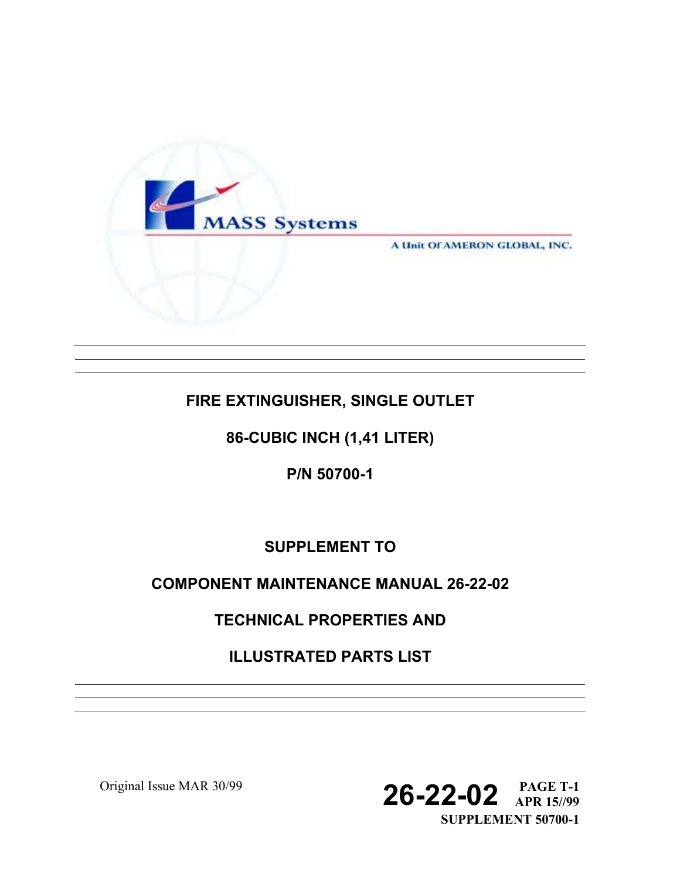MASS Systems

A Unit Of AMERON GLOBAL, INC.

---

# FIRE EXTINGUISHER, SINGLE OUTLET

# 86-CUBIC INCH (1,41 LITER)

# P/N 50700-1

## SUPPLEMENT TO

## COMPONENT MAINTENANCE MANUAL 26-22-02

## TECHNICAL PROPERTIES AND

## ILLUSTRATED PARTS LIST

---

Original Issue MAR 30/99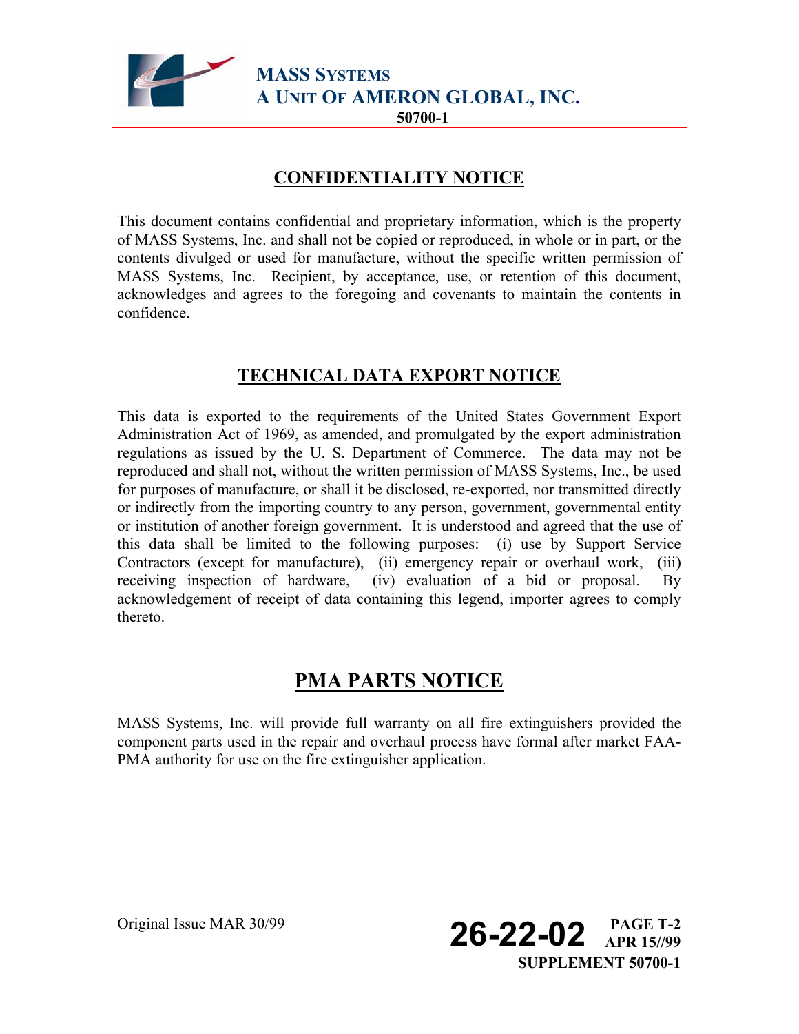## CONFIDENTIALITY NOTICE

This document contains confidential and proprietary information, which is the property of MASS Systems, Inc. and shall not be copied or reproduced, in whole or in part, or the contents divulged or used for manufacture, without the specific written permission of MASS Systems, Inc. Recipient, by acceptance, use, or retention of this document, acknowledges and agrees to the foregoing and covenants to maintain the contents in confidence.

## TECHNICAL DATA EXPORT NOTICE

This data is exported to the requirements of the United States Government Export Administration Act of 1969, as amended, and promulgated by the export administration regulations as issued by the U. S. Department of Commerce. The data may not be reproduced and shall not, without the written permission of MASS Systems, Inc., be used for purposes of manufacture, or shall it be disclosed, re-exported, nor transmitted directly or indirectly from the importing country to any person, government, governmental entity or institution of another foreign government. It is understood and agreed that the use of this data shall be limited to the following purposes: (i) use by Support Service Contractors (except for manufacture), (ii) emergency repair or overhaul work, (iii) receiving inspection of hardware, (iv) evaluation of a bid or proposal. By acknowledgement of receipt of data containing this legend, importer agrees to comply thereto.

## PMA PARTS NOTICE

MASS Systems, Inc. will provide full warranty on all fire extinguishers provided the component parts used in the repair and overhaul process have formal after market FAA-PMA authority for use on the fire extinguisher application.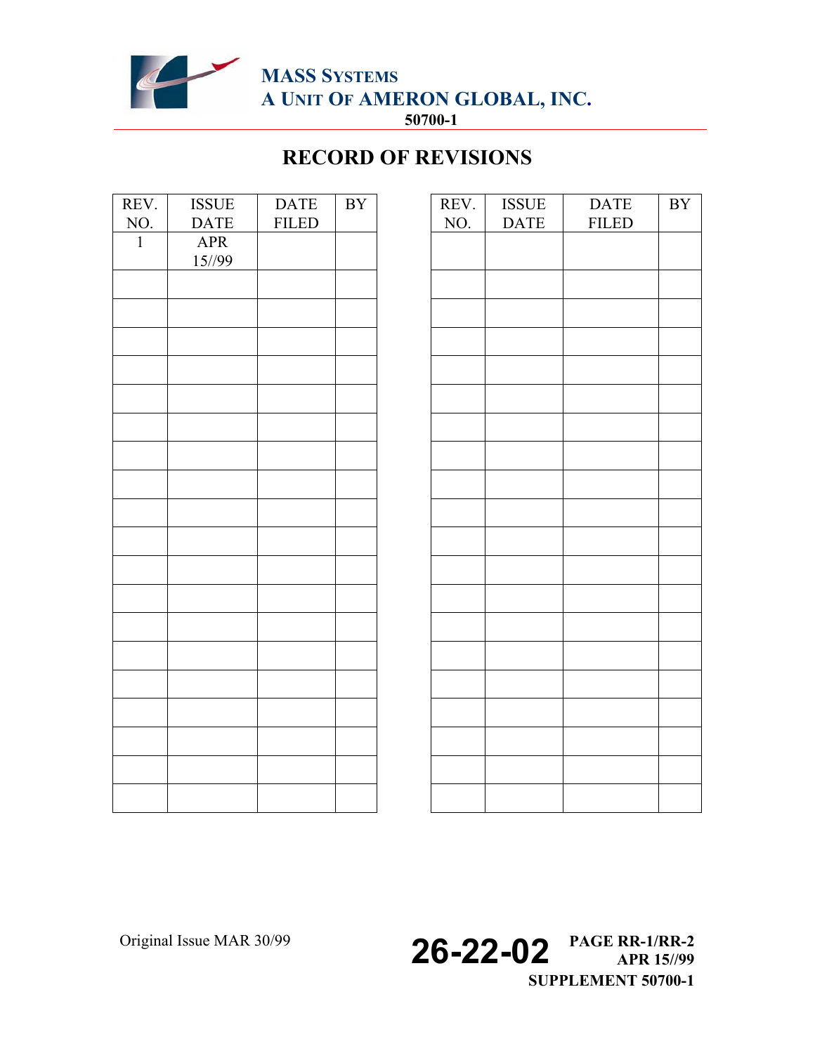# RECORD OF REVISIONS

| REV. NO. | ISSUE DATE | DATE FILED | BY |
|---|---|---|---|
| 1 | APR 15//99 | | |
| | | | |
| | | | |
| | | | |
| | | | |
| | | | |
| | | | |
| | | | |
| | | | |
| | | | |
| | | | |
| | | | |
| | | | |
| | | | |
| | | | |
| | | | |
| | | | |
| | | | |
| | | | |
| | | | |

| REV. NO. | ISSUE DATE | DATE FILED | BY |
|---|---|---|---|
| | | | |
| | | | |
| | | | |
| | | | |
| | | | |
| | | | |
| | | | |
| | | | |
| | | | |
| | | | |
| | | | |
| | | | |
| | | | |
| | | | |
| | | | |
| | | | |
| | | | |
| | | | |
| | | | |
| | | | |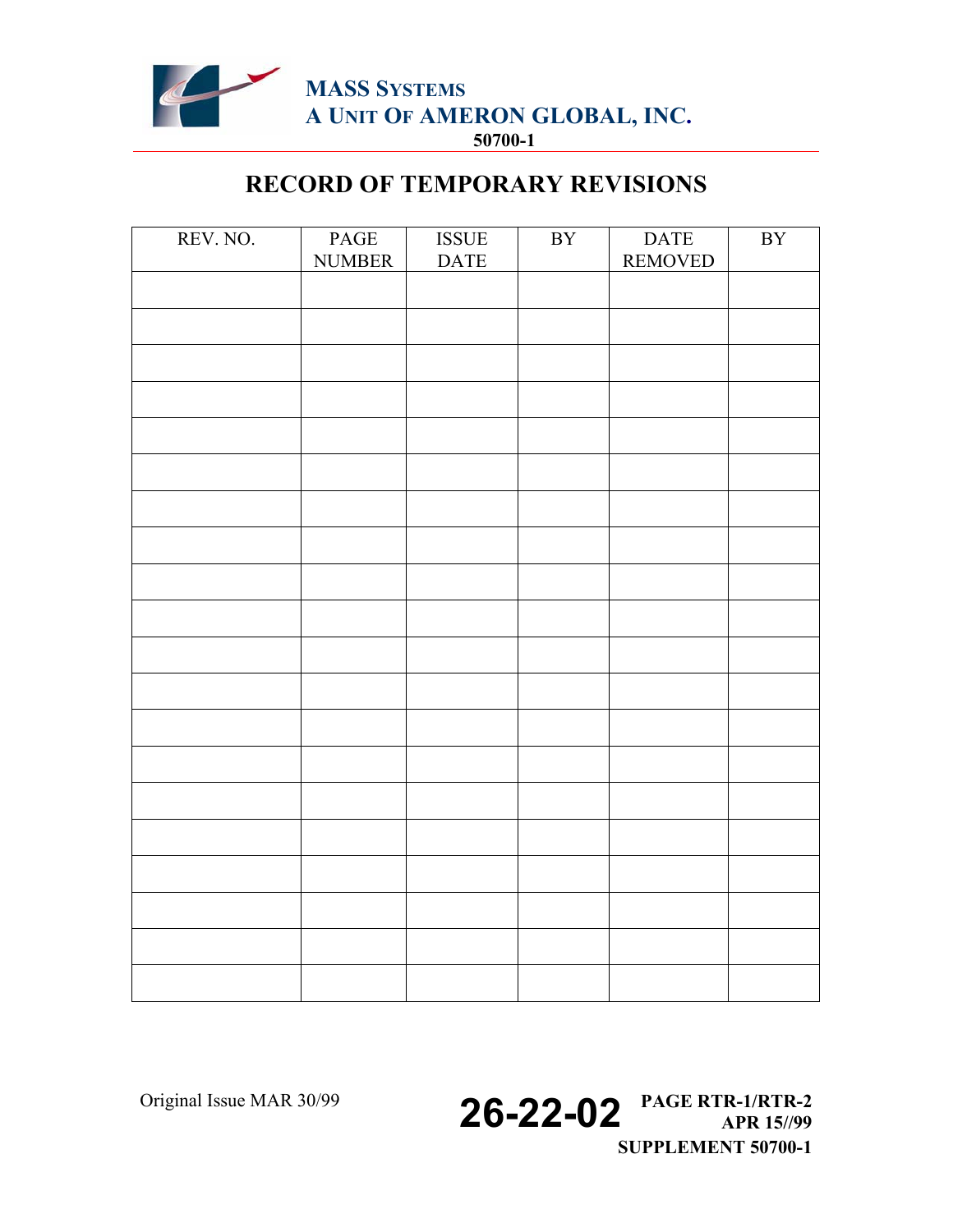# RECORD OF TEMPORARY REVISIONS

| REV. NO. | PAGE NUMBER | ISSUE DATE | BY | DATE REMOVED | BY |
|---|---|---|---|---|---|
| | | | | | |
| | | | | | |
| | | | | | |
| | | | | | |
| | | | | | |
| | | | | | |
| | | | | | |
| | | | | | |
| | | | | | |
| | | | | | |
| | | | | | |
| | | | | | |
| | | | | | |
| | | | | | |
| | | | | | |
| | | | | | |
| | | | | | |
| | | | | | |
| | | | | | |
| | | | | | |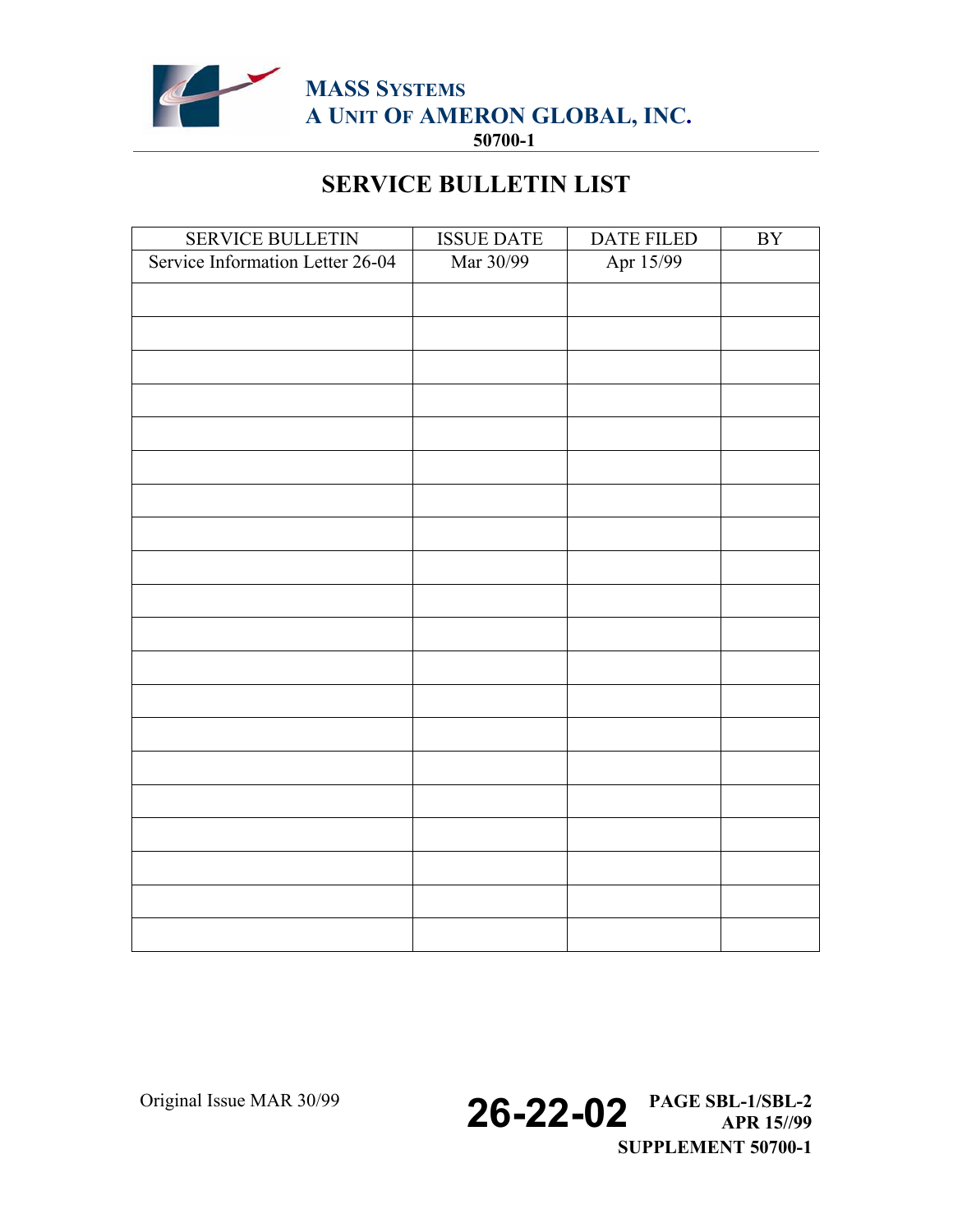# SERVICE BULLETIN LIST

| SERVICE BULLETIN | ISSUE DATE | DATE FILED | BY |
|---|---|---|---|
| Service Information Letter 26-04 | Mar 30/99 | Apr 15/99 | |
| | | | |
| | | | |
| | | | |
| | | | |
| | | | |
| | | | |
| | | | |
| | | | |
| | | | |
| | | | |
| | | | |
| | | | |
| | | | |
| | | | |
| | | | |
| | | | |
| | | | |
| | | | |
| | | | |
| | | | |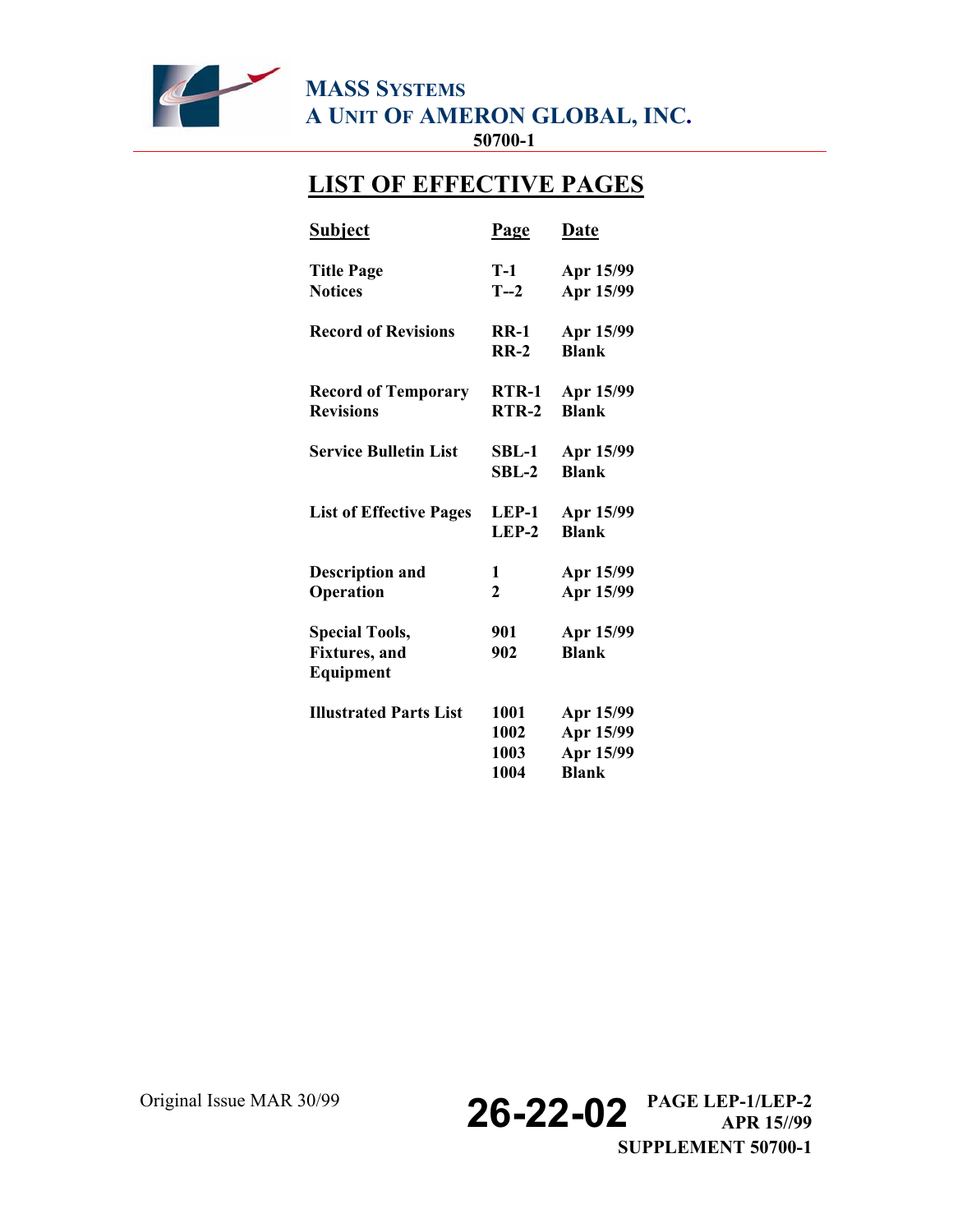# LIST OF EFFECTIVE PAGES

| Subject | Page | Date |
|---|---|---|
| Title Page | T-1 | Apr 15/99 |
| Notices | T--2 | Apr 15/99 |
| Record of Revisions | RR-1 | Apr 15/99 |
| | RR-2 | Blank |
| Record of Temporary Revisions | RTR-1 | Apr 15/99 |
| | RTR-2 | Blank |
| Service Bulletin List | SBL-1 | Apr 15/99 |
| | SBL-2 | Blank |
| List of Effective Pages | LEP-1 | Apr 15/99 |
| | LEP-2 | Blank |
| Description and Operation | 1 | Apr 15/99 |
| | 2 | Apr 15/99 |
| Special Tools, Fixtures, and Equipment | 901 | Apr 15/99 |
| | 902 | Blank |
| Illustrated Parts List | 1001 | Apr 15/99 |
| | 1002 | Apr 15/99 |
| | 1003 | Apr 15/99 |
| | 1004 | Blank |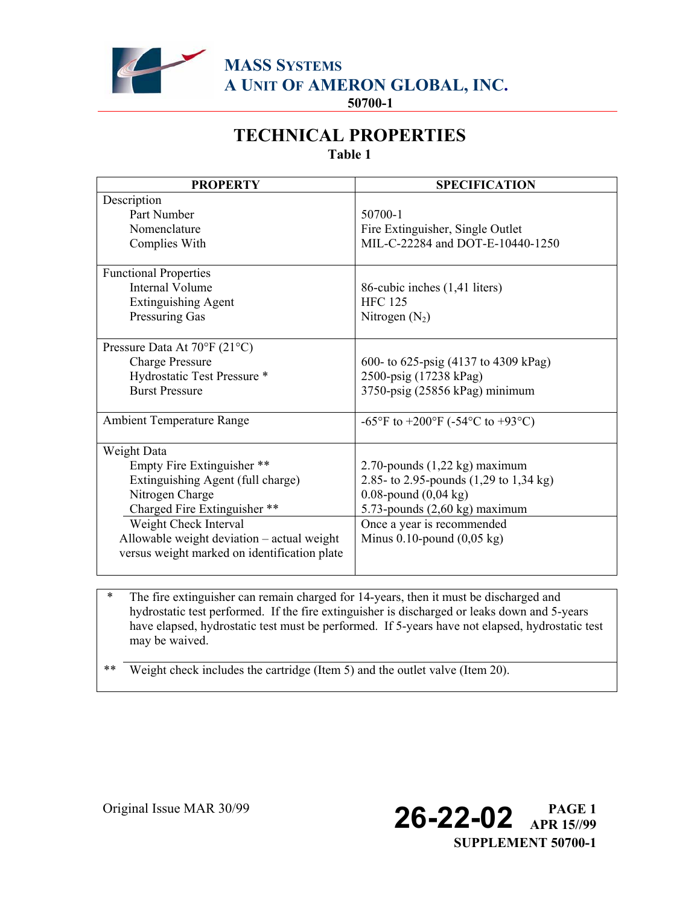MASS SYSTEMS
A UNIT OF AMERON GLOBAL, INC.
50700-1

# TECHNICAL PROPERTIES

**Table 1**

| PROPERTY | SPECIFICATION |
|---|---|
| Description | |
| Part Number | 50700-1 |
| Nomenclature | Fire Extinguisher, Single Outlet |
| Complies With | MIL-C-22284 and DOT-E-10440-1250 |
| Functional Properties | |
| Internal Volume | 86-cubic inches (1,41 liters) |
| Extinguishing Agent | HFC 125 |
| Pressuring Gas | Nitrogen ($N_2$) |
| Pressure Data At 70°F (21°C) | |
| Charge Pressure | 600- to 625-psig (4137 to 4309 kPag) |
| Hydrostatic Test Pressure * | 2500-psig (17238 kPag) |
| Burst Pressure | 3750-psig (25856 kPag) minimum |
| Ambient Temperature Range | -65°F to +200°F (-54°C to +93°C) |
| Weight Data | |
| Empty Fire Extinguisher ** | 2.70-pounds (1,22 kg) maximum |
| Extinguishing Agent (full charge) | 2.85- to 2.95-pounds (1,29 to 1,34 kg) |
| Nitrogen Charge | 0.08-pound (0,04 kg) |
| Charged Fire Extinguisher ** | 5.73-pounds (2,60 kg) maximum |
| Weight Check Interval | Once a year is recommended |
| Allowable weight deviation – actual weight versus weight marked on identification plate | Minus 0.10-pound (0,05 kg) |

\* The fire extinguisher can remain charged for 14-years, then it must be discharged and hydrostatic test performed. If the fire extinguisher is discharged or leaks down and 5-years have elapsed, hydrostatic test must be performed. If 5-years have not elapsed, hydrostatic test may be waived.

\*\* Weight check includes the cartridge (Item 5) and the outlet valve (Item 20).

Original Issue MAR 30/99

26-22-02 PAGE 1 APR 15//99
SUPPLEMENT 50700-1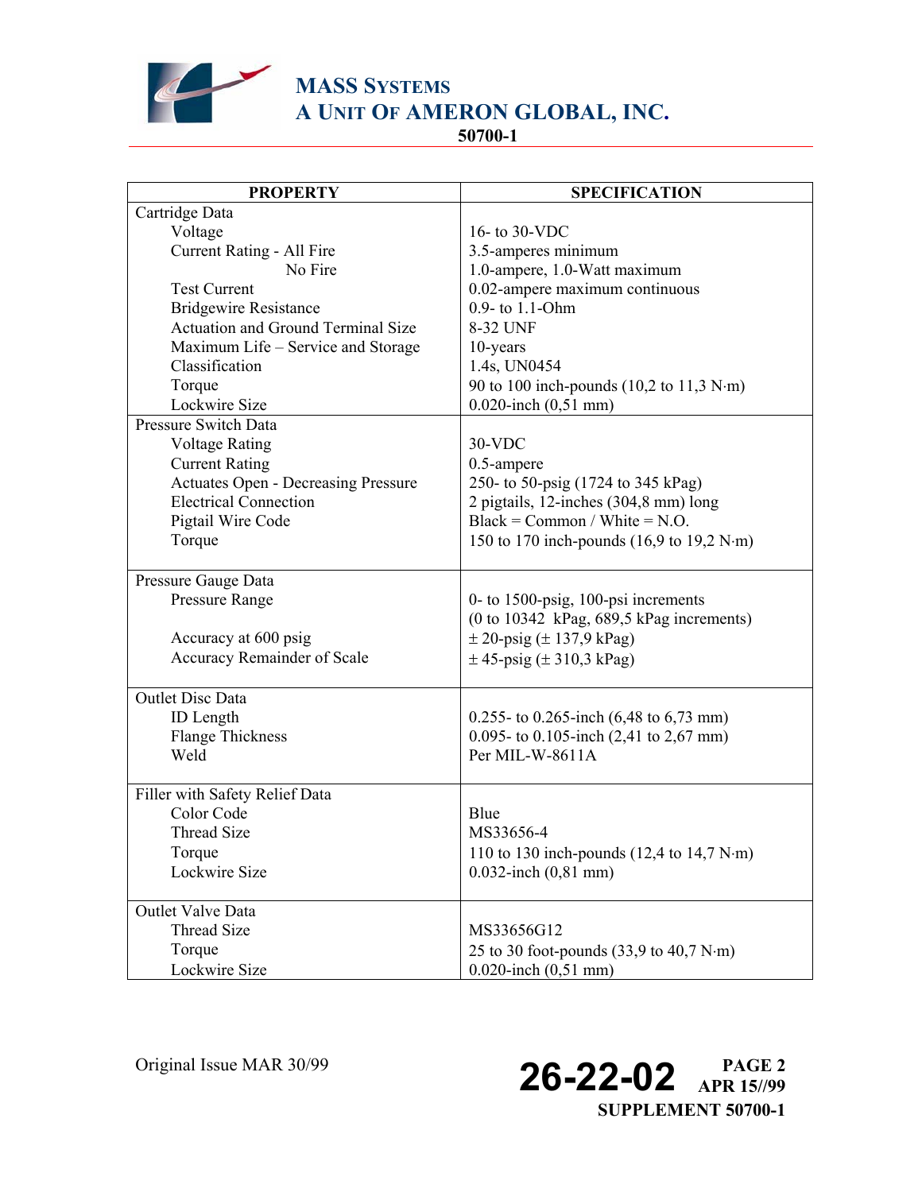| PROPERTY | SPECIFICATION |
|---|---|
| **Cartridge Data** | |
| Voltage | 16- to 30-VDC |
| Current Rating - All Fire | 3.5-amperes minimum |
| No Fire | 1.0-ampere, 1.0-Watt maximum |
| Test Current | 0.02-ampere maximum continuous |
| Bridgewire Resistance | 0.9- to 1.1-Ohm |
| Actuation and Ground Terminal Size | 8-32 UNF |
| Maximum Life – Service and Storage | 10-years |
| Classification | 1.4s, UN0454 |
| Torque | 90 to 100 inch-pounds (10,2 to 11,3 N·m) |
| Lockwire Size | 0.020-inch (0,51 mm) |
| **Pressure Switch Data** | |
| Voltage Rating | 30-VDC |
| Current Rating | 0.5-ampere |
| Actuates Open - Decreasing Pressure | 250- to 50-psig (1724 to 345 kPag) |
| Electrical Connection | 2 pigtails, 12-inches (304,8 mm) long |
| Pigtail Wire Code | Black = Common / White = N.O. |
| Torque | 150 to 170 inch-pounds (16,9 to 19,2 N·m) |
| **Pressure Gauge Data** | |
| Pressure Range | 0- to 1500-psig, 100-psi increments (0 to 10342 kPag, 689,5 kPag increments) |
| Accuracy at 600 psig | ± 20-psig (± 137,9 kPag) |
| Accuracy Remainder of Scale | ± 45-psig (± 310,3 kPag) |
| **Outlet Disc Data** | |
| ID Length | 0.255- to 0.265-inch (6,48 to 6,73 mm) |
| Flange Thickness | 0.095- to 0.105-inch (2,41 to 2,67 mm) |
| Weld | Per MIL-W-8611A |
| **Filler with Safety Relief Data** | |
| Color Code | Blue |
| Thread Size | MS33656-4 |
| Torque | 110 to 130 inch-pounds (12,4 to 14,7 N·m) |
| Lockwire Size | 0.032-inch (0,81 mm) |
| **Outlet Valve Data** | |
| Thread Size | MS33656G12 |
| Torque | 25 to 30 foot-pounds (33,9 to 40,7 N·m) |
| Lockwire Size | 0.020-inch (0,51 mm) |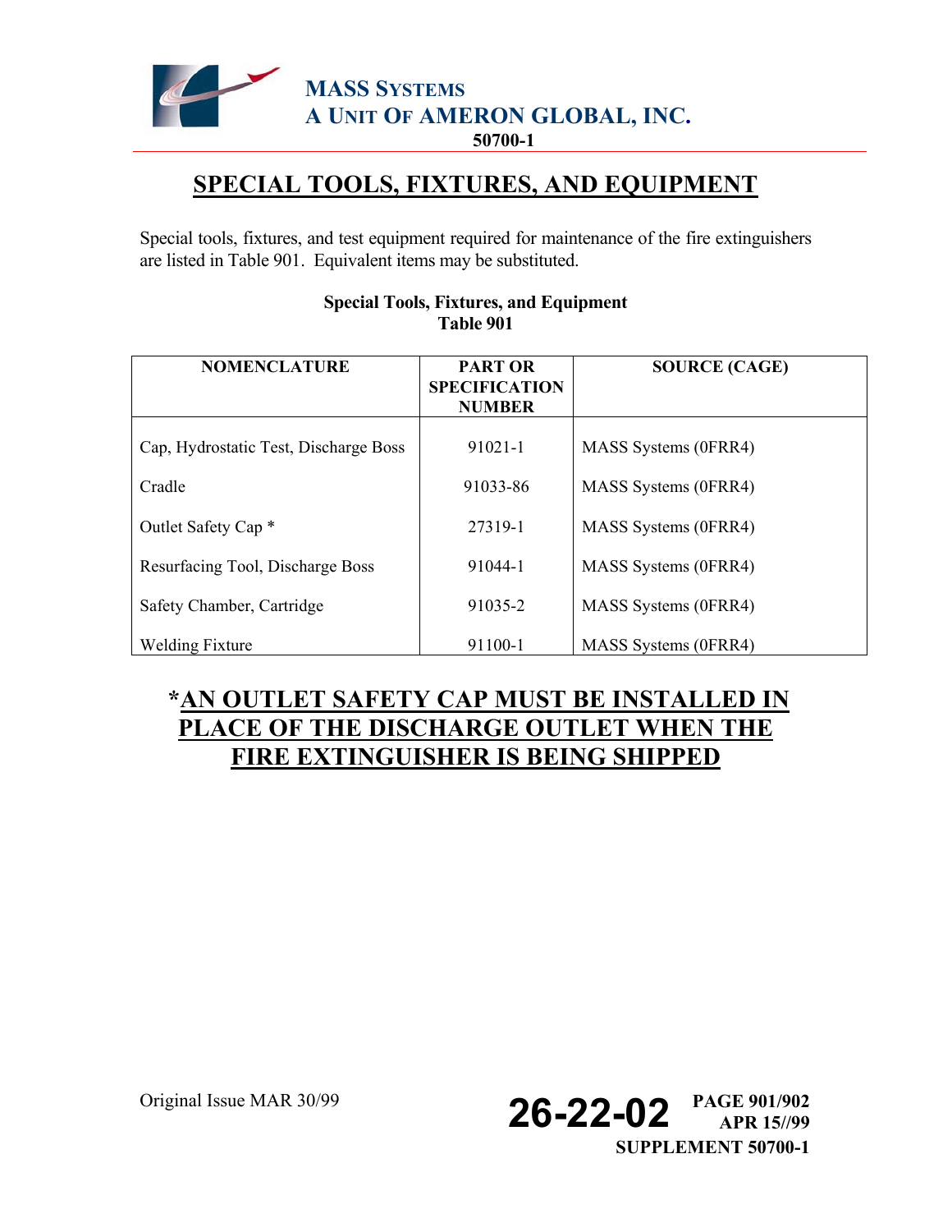# SPECIAL TOOLS, FIXTURES, AND EQUIPMENT

Special tools, fixtures, and test equipment required for maintenance of the fire extinguishers are listed in Table 901. Equivalent items may be substituted.

**Special Tools, Fixtures, and Equipment**
**Table 901**

| NOMENCLATURE | PART OR SPECIFICATION NUMBER | SOURCE (CAGE) |
|---|---|---|
| Cap, Hydrostatic Test, Discharge Boss | 91021-1 | MASS Systems (0FRR4) |
| Cradle | 91033-86 | MASS Systems (0FRR4) |
| Outlet Safety Cap * | 27319-1 | MASS Systems (0FRR4) |
| Resurfacing Tool, Discharge Boss | 91044-1 | MASS Systems (0FRR4) |
| Safety Chamber, Cartridge | 91035-2 | MASS Systems (0FRR4) |
| Welding Fixture | 91100-1 | MASS Systems (0FRR4) |

**\*AN OUTLET SAFETY CAP MUST BE INSTALLED IN PLACE OF THE DISCHARGE OUTLET WHEN THE FIRE EXTINGUISHER IS BEING SHIPPED**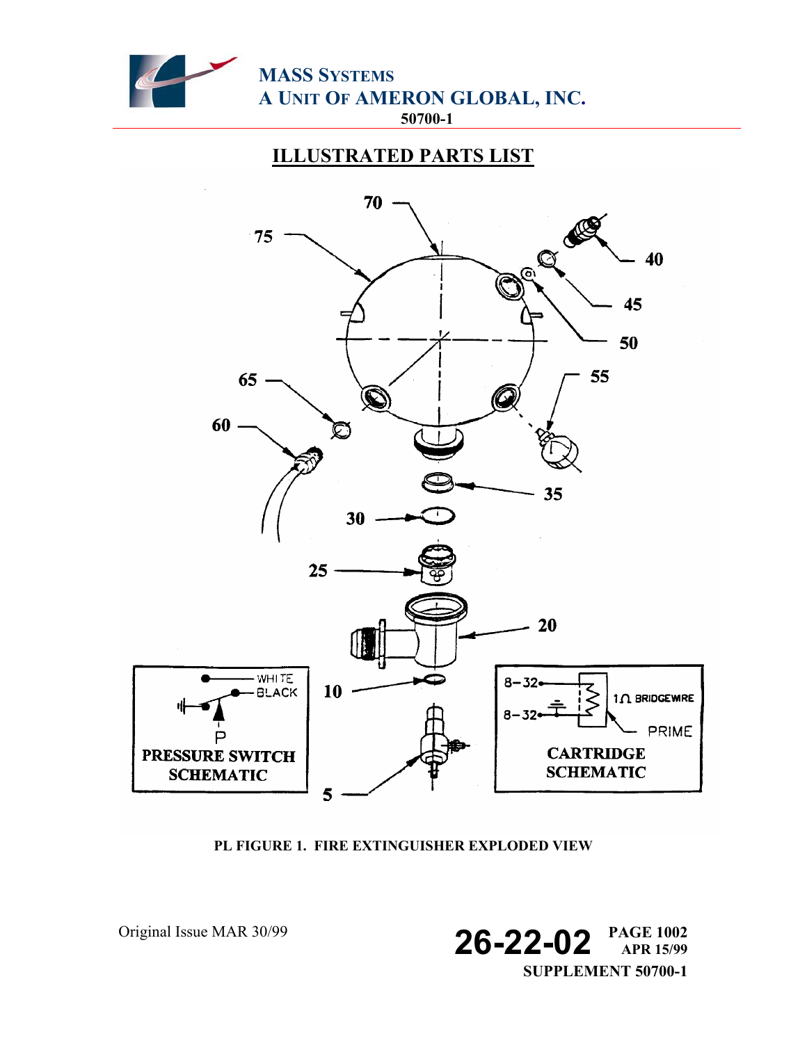## ILLUSTRATED PARTS LIST

PL FIGURE 1. FIRE EXTINGUISHER EXPLODED VIEW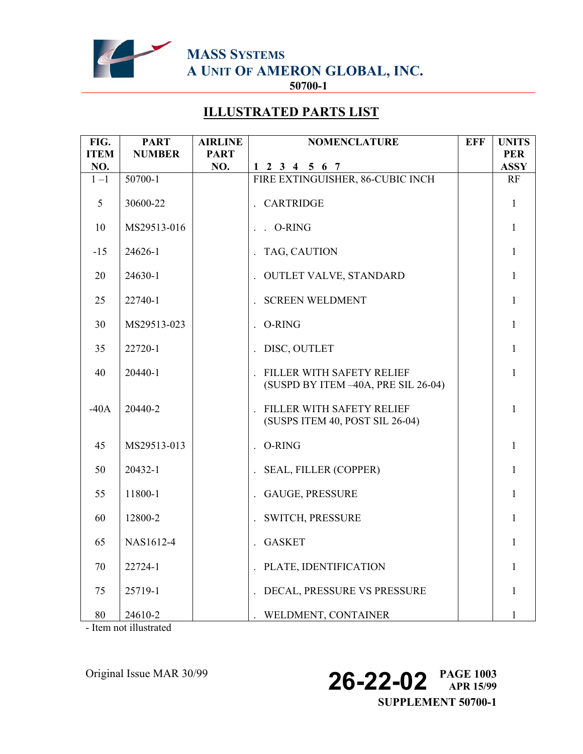# MASS SYSTEMS
# A UNIT OF AMERON GLOBAL, INC.

**50700-1**

## ILLUSTRATED PARTS LIST

| FIG. ITEM NO. | PART NUMBER | AIRLINE PART NO. | NOMENCLATURE 1 2 3 4 5 6 7 | EFF | UNITS PER ASSY |
|---|---|---|---|---|---|
| 1 –1 | 50700-1 | | FIRE EXTINGUISHER, 86-CUBIC INCH | | RF |
| 5 | 30600-22 | | . CARTRIDGE | | 1 |
| 10 | MS29513-016 | | . . O-RING | | 1 |
| -15 | 24626-1 | | . TAG, CAUTION | | 1 |
| 20 | 24630-1 | | . OUTLET VALVE, STANDARD | | 1 |
| 25 | 22740-1 | | . SCREEN WELDMENT | | 1 |
| 30 | MS29513-023 | | . O-RING | | 1 |
| 35 | 22720-1 | | . DISC, OUTLET | | 1 |
| 40 | 20440-1 | | . FILLER WITH SAFETY RELIEF (SUSPD BY ITEM –40A, PRE SIL 26-04) | | 1 |
| -40A | 20440-2 | | . FILLER WITH SAFETY RELIEF (SUSPS ITEM 40, POST SIL 26-04) | | 1 |
| 45 | MS29513-013 | | . O-RING | | 1 |
| 50 | 20432-1 | | . SEAL, FILLER (COPPER) | | 1 |
| 55 | 11800-1 | | . GAUGE, PRESSURE | | 1 |
| 60 | 12800-2 | | . SWITCH, PRESSURE | | 1 |
| 65 | NAS1612-4 | | . GASKET | | 1 |
| 70 | 22724-1 | | . PLATE, IDENTIFICATION | | 1 |
| 75 | 25719-1 | | . DECAL, PRESSURE VS PRESSURE | | 1 |
| 80 | 24610-2 | | . WELDMENT, CONTAINER | | 1 |

- Item not illustrated

Original Issue MAR 30/99

**26-22-02** PAGE 1003 APR 15/99

SUPPLEMENT 50700-1